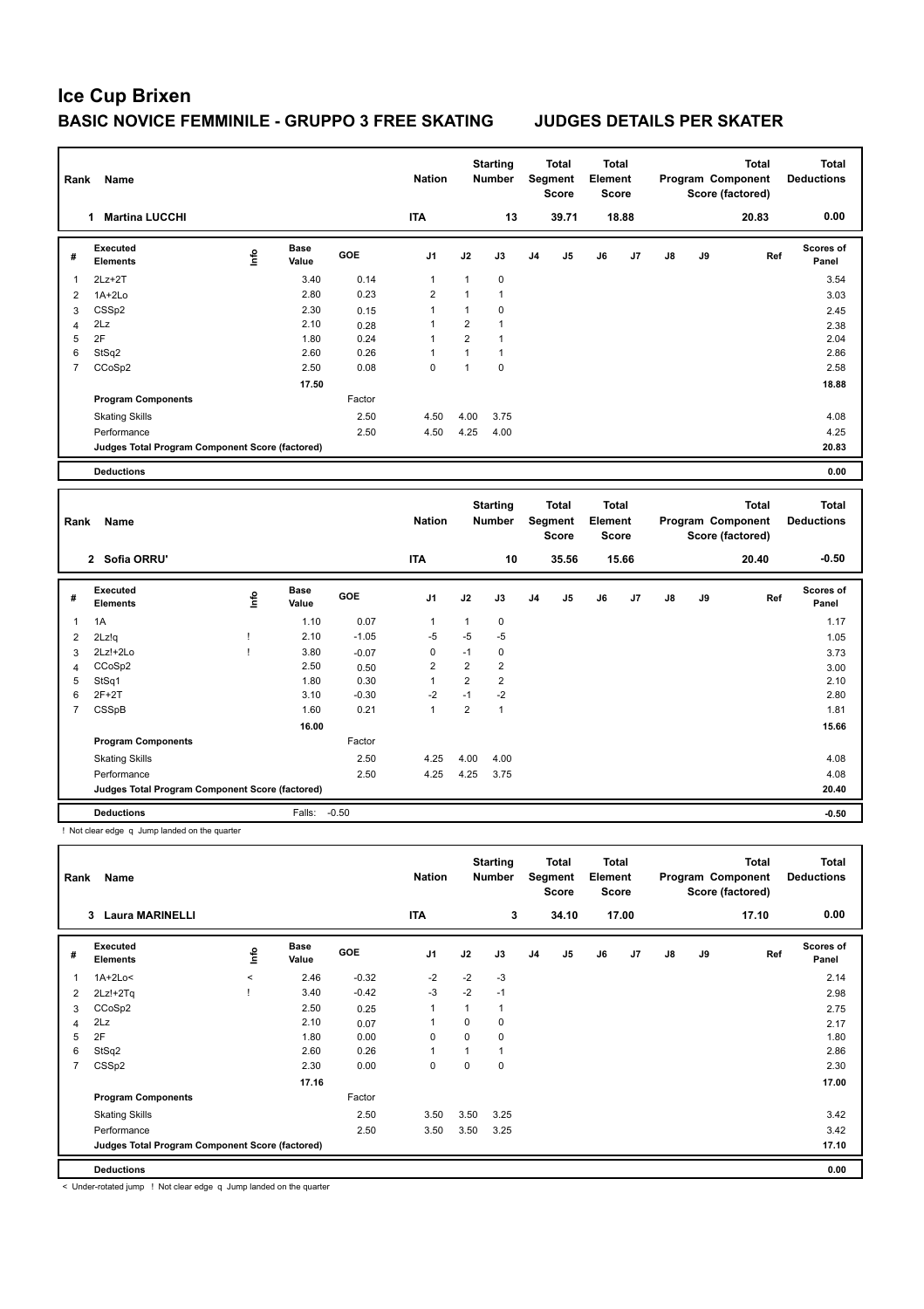# Ice Cup Brixen

## BASIC NOVICE FEMMINILE - GRUPPO 3 FREE SKATING — JUDGES DETAILS PER SKATER

| Rank | Name | Nation | Starting Number | Total Segment Score | Total Element Score | Total Program Component Score (factored) | Total Deductions |
|---|---|---|---|---|---|---|---|
| 1 | Martina LUCCHI | ITA | 13 | 39.71 | 18.88 | 20.83 | 0.00 |

| # | Executed Elements | Info | Base Value | GOE | J1 | J2 | J3 | J4 | J5 | J6 | J7 | J8 | J9 | Ref | Scores of Panel |
|---|---|---|---|---|---|---|---|---|---|---|---|---|---|---|---|
| 1 | 2Lz+2T | | 3.40 | 0.14 | 1 | 1 | 0 | | | | | | | | 3.54 |
| 2 | 1A+2Lo | | 2.80 | 0.23 | 2 | 1 | 1 | | | | | | | | 3.03 |
| 3 | CSSp2 | | 2.30 | 0.15 | 1 | 1 | 0 | | | | | | | | 2.45 |
| 4 | 2Lz | | 2.10 | 0.28 | 1 | 2 | 1 | | | | | | | | 2.38 |
| 5 | 2F | | 1.80 | 0.24 | 1 | 2 | 1 | | | | | | | | 2.04 |
| 6 | StSq2 | | 2.60 | 0.26 | 1 | 1 | 1 | | | | | | | | 2.86 |
| 7 | CCoSp2 | | 2.50 | 0.08 | 0 | 1 | 0 | | | | | | | | 2.58 |
| | | | 17.50 | | | | | | | | | | | | 18.88 |
| | Program Components | | | Factor | | | | | | | | | | | |
| | Skating Skills | | | 2.50 | 4.50 | 4.00 | 3.75 | | | | | | | | 4.08 |
| | Performance | | | 2.50 | 4.50 | 4.25 | 4.00 | | | | | | | | 4.25 |
| | Judges Total Program Component Score (factored) | | | | | | | | | | | | | | 20.83 |
| | Deductions | | | | | | | | | | | | | | 0.00 |

| Rank | Name | Nation | Starting Number | Total Segment Score | Total Element Score | Total Program Component Score (factored) | Total Deductions |
|---|---|---|---|---|---|---|---|
| 2 | Sofia ORRU' | ITA | 10 | 35.56 | 15.66 | 20.40 | -0.50 |

| # | Executed Elements | Info | Base Value | GOE | J1 | J2 | J3 | J4 | J5 | J6 | J7 | J8 | J9 | Ref | Scores of Panel |
|---|---|---|---|---|---|---|---|---|---|---|---|---|---|---|---|
| 1 | 1A | | 1.10 | 0.07 | 1 | 1 | 0 | | | | | | | | 1.17 |
| 2 | 2Lz!q | ! | 2.10 | -1.05 | -5 | -5 | -5 | | | | | | | | 1.05 |
| 3 | 2Lz!+2Lo | ! | 3.80 | -0.07 | 0 | -1 | 0 | | | | | | | | 3.73 |
| 4 | CCoSp2 | | 2.50 | 0.50 | 2 | 2 | 2 | | | | | | | | 3.00 |
| 5 | StSq1 | | 1.80 | 0.30 | 1 | 2 | 2 | | | | | | | | 2.10 |
| 6 | 2F+2T | | 3.10 | -0.30 | -2 | -1 | -2 | | | | | | | | 2.80 |
| 7 | CSSpB | | 1.60 | 0.21 | 1 | 2 | 1 | | | | | | | | 1.81 |
| | | | 16.00 | | | | | | | | | | | | 15.66 |
| | Program Components | | | Factor | | | | | | | | | | | |
| | Skating Skills | | | 2.50 | 4.25 | 4.00 | 4.00 | | | | | | | | 4.08 |
| | Performance | | | 2.50 | 4.25 | 4.25 | 3.75 | | | | | | | | 4.08 |
| | Judges Total Program Component Score (factored) | | | | | | | | | | | | | | 20.40 |
| | Deductions | | Falls: | -0.50 | | | | | | | | | | | -0.50 |

! Not clear edge q Jump landed on the quarter

| Rank | Name | Nation | Starting Number | Total Segment Score | Total Element Score | Total Program Component Score (factored) | Total Deductions |
|---|---|---|---|---|---|---|---|
| 3 | Laura MARINELLI | ITA | 3 | 34.10 | 17.00 | 17.10 | 0.00 |

| # | Executed Elements | Info | Base Value | GOE | J1 | J2 | J3 | J4 | J5 | J6 | J7 | J8 | J9 | Ref | Scores of Panel |
|---|---|---|---|---|---|---|---|---|---|---|---|---|---|---|---|
| 1 | 1A+2Lo< | < | 2.46 | -0.32 | -2 | -2 | -3 | | | | | | | | 2.14 |
| 2 | 2Lz!+2Tq | ! | 3.40 | -0.42 | -3 | -2 | -1 | | | | | | | | 2.98 |
| 3 | CCoSp2 | | 2.50 | 0.25 | 1 | 1 | 1 | | | | | | | | 2.75 |
| 4 | 2Lz | | 2.10 | 0.07 | 1 | 0 | 0 | | | | | | | | 2.17 |
| 5 | 2F | | 1.80 | 0.00 | 0 | 0 | 0 | | | | | | | | 1.80 |
| 6 | StSq2 | | 2.60 | 0.26 | 1 | 1 | 1 | | | | | | | | 2.86 |
| 7 | CSSp2 | | 2.30 | 0.00 | 0 | 0 | 0 | | | | | | | | 2.30 |
| | | | 17.16 | | | | | | | | | | | | 17.00 |
| | Program Components | | | Factor | | | | | | | | | | | |
| | Skating Skills | | | 2.50 | 3.50 | 3.50 | 3.25 | | | | | | | | 3.42 |
| | Performance | | | 2.50 | 3.50 | 3.50 | 3.25 | | | | | | | | 3.42 |
| | Judges Total Program Component Score (factored) | | | | | | | | | | | | | | 17.10 |
| | Deductions | | | | | | | | | | | | | | 0.00 |

< Under-rotated jump ! Not clear edge q Jump landed on the quarter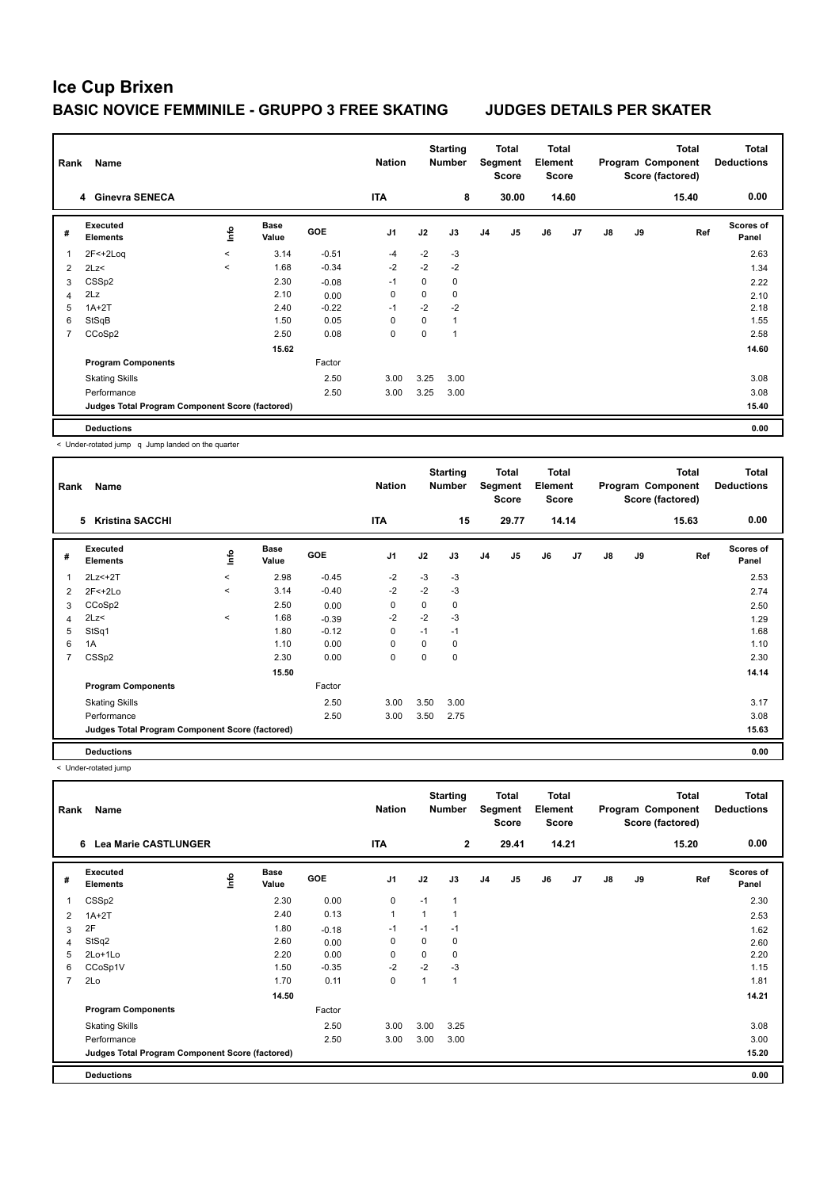# Ice Cup Brixen

## BASIC NOVICE FEMMINILE - GRUPPO 3 FREE SKATING　　JUDGES DETAILS PER SKATER

| Rank | Name | Nation | Starting Number | Total Segment Score | Total Element Score | Total Program Component Score (factored) | Total Deductions |
|---|---|---|---|---|---|---|---|
| 4 | Ginevra SENECA | ITA | 8 | 30.00 | 14.60 | 15.40 | 0.00 |

| # | Executed Elements | Info | Base Value | GOE | J1 | J2 | J3 | J4 | J5 | J6 | J7 | J8 | J9 | Ref | Scores of Panel |
|---|---|---|---|---|---|---|---|---|---|---|---|---|---|---|---|
| 1 | 2F<+2Loq | < | 3.14 | -0.51 | -4 | -2 | -3 | | | | | | | | 2.63 |
| 2 | 2Lz< | < | 1.68 | -0.34 | -2 | -2 | -2 | | | | | | | | 1.34 |
| 3 | CSSp2 | | 2.30 | -0.08 | -1 | 0 | 0 | | | | | | | | 2.22 |
| 4 | 2Lz | | 2.10 | 0.00 | 0 | 0 | 0 | | | | | | | | 2.10 |
| 5 | 1A+2T | | 2.40 | -0.22 | -1 | -2 | -2 | | | | | | | | 2.18 |
| 6 | StSqB | | 1.50 | 0.05 | 0 | 0 | 1 | | | | | | | | 1.55 |
| 7 | CCoSp2 | | 2.50 | 0.08 | 0 | 0 | 1 | | | | | | | | 2.58 |
| | | | 15.62 | | | | | | | | | | | | 14.60 |
| | Program Components | | | Factor | | | | | | | | | | | |
| | Skating Skills | | | 2.50 | 3.00 | 3.25 | 3.00 | | | | | | | | 3.08 |
| | Performance | | | 2.50 | 3.00 | 3.25 | 3.00 | | | | | | | | 3.08 |
| | Judges Total Program Component Score (factored) | | | | | | | | | | | | | | 15.40 |
| | Deductions | | | | | | | | | | | | | | 0.00 |

< Under-rotated jump　q Jump landed on the quarter

| Rank | Name | Nation | Starting Number | Total Segment Score | Total Element Score | Total Program Component Score (factored) | Total Deductions |
|---|---|---|---|---|---|---|---|
| 5 | Kristina SACCHI | ITA | 15 | 29.77 | 14.14 | 15.63 | 0.00 |

| # | Executed Elements | Info | Base Value | GOE | J1 | J2 | J3 | J4 | J5 | J6 | J7 | J8 | J9 | Ref | Scores of Panel |
|---|---|---|---|---|---|---|---|---|---|---|---|---|---|---|---|
| 1 | 2Lz<+2T | < | 2.98 | -0.45 | -2 | -3 | -3 | | | | | | | | 2.53 |
| 2 | 2F<+2Lo | < | 3.14 | -0.40 | -2 | -2 | -3 | | | | | | | | 2.74 |
| 3 | CCoSp2 | | 2.50 | 0.00 | 0 | 0 | 0 | | | | | | | | 2.50 |
| 4 | 2Lz< | < | 1.68 | -0.39 | -2 | -2 | -3 | | | | | | | | 1.29 |
| 5 | StSq1 | | 1.80 | -0.12 | 0 | -1 | -1 | | | | | | | | 1.68 |
| 6 | 1A | | 1.10 | 0.00 | 0 | 0 | 0 | | | | | | | | 1.10 |
| 7 | CSSp2 | | 2.30 | 0.00 | 0 | 0 | 0 | | | | | | | | 2.30 |
| | | | 15.50 | | | | | | | | | | | | 14.14 |
| | Program Components | | | Factor | | | | | | | | | | | |
| | Skating Skills | | | 2.50 | 3.00 | 3.50 | 3.00 | | | | | | | | 3.17 |
| | Performance | | | 2.50 | 3.00 | 3.50 | 2.75 | | | | | | | | 3.08 |
| | Judges Total Program Component Score (factored) | | | | | | | | | | | | | | 15.63 |
| | Deductions | | | | | | | | | | | | | | 0.00 |

< Under-rotated jump

| Rank | Name | Nation | Starting Number | Total Segment Score | Total Element Score | Total Program Component Score (factored) | Total Deductions |
|---|---|---|---|---|---|---|---|
| 6 | Lea Marie CASTLUNGER | ITA | 2 | 29.41 | 14.21 | 15.20 | 0.00 |

| # | Executed Elements | Info | Base Value | GOE | J1 | J2 | J3 | J4 | J5 | J6 | J7 | J8 | J9 | Ref | Scores of Panel |
|---|---|---|---|---|---|---|---|---|---|---|---|---|---|---|---|
| 1 | CSSp2 | | 2.30 | 0.00 | 0 | -1 | 1 | | | | | | | | 2.30 |
| 2 | 1A+2T | | 2.40 | 0.13 | 1 | 1 | 1 | | | | | | | | 2.53 |
| 3 | 2F | | 1.80 | -0.18 | -1 | -1 | -1 | | | | | | | | 1.62 |
| 4 | StSq2 | | 2.60 | 0.00 | 0 | 0 | 0 | | | | | | | | 2.60 |
| 5 | 2Lo+1Lo | | 2.20 | 0.00 | 0 | 0 | 0 | | | | | | | | 2.20 |
| 6 | CCoSp1V | | 1.50 | -0.35 | -2 | -2 | -3 | | | | | | | | 1.15 |
| 7 | 2Lo | | 1.70 | 0.11 | 0 | 1 | 1 | | | | | | | | 1.81 |
| | | | 14.50 | | | | | | | | | | | | 14.21 |
| | Program Components | | | Factor | | | | | | | | | | | |
| | Skating Skills | | | 2.50 | 3.00 | 3.00 | 3.25 | | | | | | | | 3.08 |
| | Performance | | | 2.50 | 3.00 | 3.00 | 3.00 | | | | | | | | 3.00 |
| | Judges Total Program Component Score (factored) | | | | | | | | | | | | | | 15.20 |
| | Deductions | | | | | | | | | | | | | | 0.00 |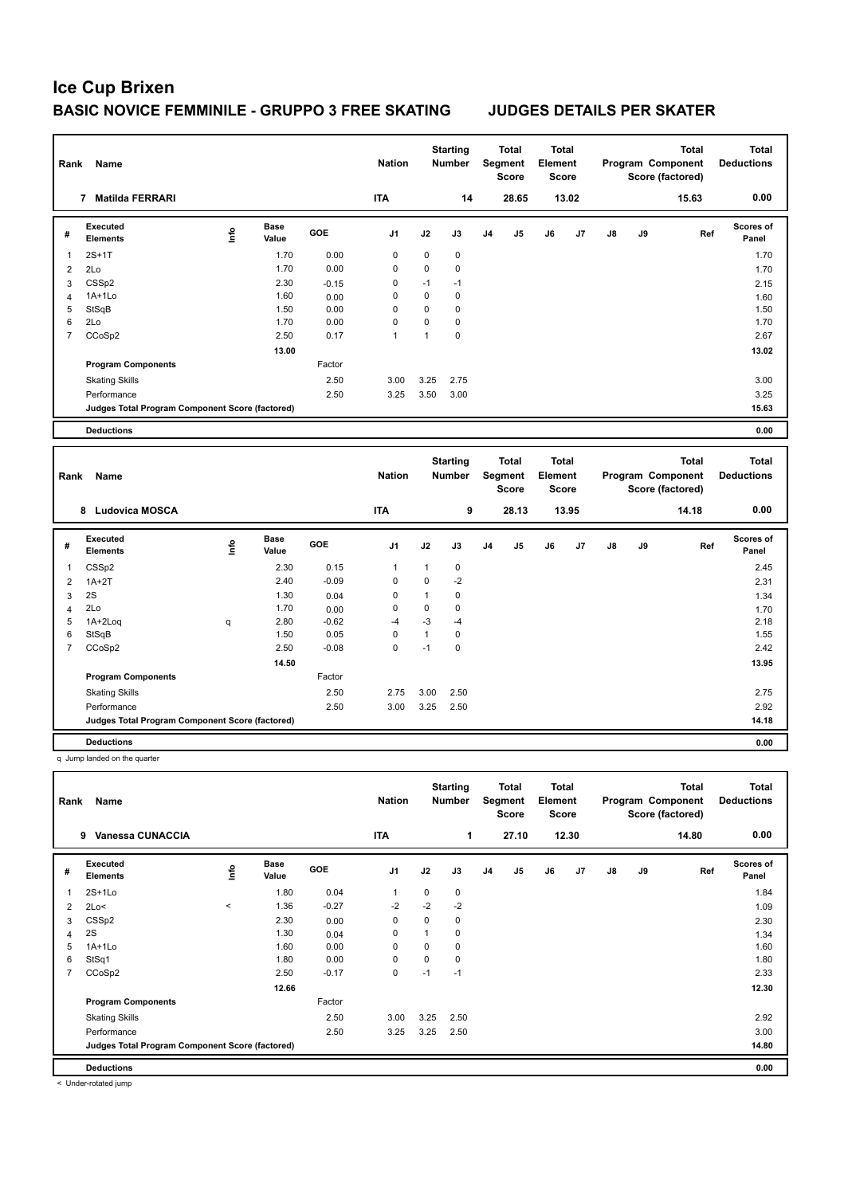# Ice Cup Brixen

## BASIC NOVICE FEMMINILE - GRUPPO 3 FREE SKATING JUDGES DETAILS PER SKATER

| Rank | Name | Nation | Starting Number | Total Segment Score | Total Element Score | Total Program Component Score (factored) | Total Deductions |
|---|---|---|---|---|---|---|---|
| 7 | Matilda FERRARI | ITA | 14 | 28.65 | 13.02 | 15.63 | 0.00 |

| # | Executed Elements | Info | Base Value | GOE | J1 | J2 | J3 | J4 | J5 | J6 | J7 | J8 | J9 | Ref | Scores of Panel |
|---|---|---|---|---|---|---|---|---|---|---|---|---|---|---|---|
| 1 | 2S+1T | | 1.70 | 0.00 | 0 | 0 | 0 | | | | | | | | 1.70 |
| 2 | 2Lo | | 1.70 | 0.00 | 0 | 0 | 0 | | | | | | | | 1.70 |
| 3 | CSSp2 | | 2.30 | -0.15 | 0 | -1 | -1 | | | | | | | | 2.15 |
| 4 | 1A+1Lo | | 1.60 | 0.00 | 0 | 0 | 0 | | | | | | | | 1.60 |
| 5 | StSqB | | 1.50 | 0.00 | 0 | 0 | 0 | | | | | | | | 1.50 |
| 6 | 2Lo | | 1.70 | 0.00 | 0 | 0 | 0 | | | | | | | | 1.70 |
| 7 | CCoSp2 | | 2.50 | 0.17 | 1 | 1 | 0 | | | | | | | | 2.67 |
| | | | 13.00 | | | | | | | | | | | | 13.02 |
| | Program Components | | | Factor | | | | | | | | | | | |
| | Skating Skills | | | 2.50 | 3.00 | 3.25 | 2.75 | | | | | | | | 3.00 |
| | Performance | | | 2.50 | 3.25 | 3.50 | 3.00 | | | | | | | | 3.25 |
| | Judges Total Program Component Score (factored) | | | | | | | | | | | | | | 15.63 |
| | Deductions | | | | | | | | | | | | | | 0.00 |

| Rank | Name | Nation | Starting Number | Total Segment Score | Total Element Score | Total Program Component Score (factored) | Total Deductions |
|---|---|---|---|---|---|---|---|
| 8 | Ludovica MOSCA | ITA | 9 | 28.13 | 13.95 | 14.18 | 0.00 |

| # | Executed Elements | Info | Base Value | GOE | J1 | J2 | J3 | J4 | J5 | J6 | J7 | J8 | J9 | Ref | Scores of Panel |
|---|---|---|---|---|---|---|---|---|---|---|---|---|---|---|---|
| 1 | CSSp2 | | 2.30 | 0.15 | 1 | 1 | 0 | | | | | | | | 2.45 |
| 2 | 1A+2T | | 2.40 | -0.09 | 0 | 0 | -2 | | | | | | | | 2.31 |
| 3 | 2S | | 1.30 | 0.04 | 0 | 1 | 0 | | | | | | | | 1.34 |
| 4 | 2Lo | | 1.70 | 0.00 | 0 | 0 | 0 | | | | | | | | 1.70 |
| 5 | 1A+2Loq | q | 2.80 | -0.62 | -4 | -3 | -4 | | | | | | | | 2.18 |
| 6 | StSqB | | 1.50 | 0.05 | 0 | 1 | 0 | | | | | | | | 1.55 |
| 7 | CCoSp2 | | 2.50 | -0.08 | 0 | -1 | 0 | | | | | | | | 2.42 |
| | | | 14.50 | | | | | | | | | | | | 13.95 |
| | Program Components | | | Factor | | | | | | | | | | | |
| | Skating Skills | | | 2.50 | 2.75 | 3.00 | 2.50 | | | | | | | | 2.75 |
| | Performance | | | 2.50 | 3.00 | 3.25 | 2.50 | | | | | | | | 2.92 |
| | Judges Total Program Component Score (factored) | | | | | | | | | | | | | | 14.18 |
| | Deductions | | | | | | | | | | | | | | 0.00 |

q Jump landed on the quarter

| Rank | Name | Nation | Starting Number | Total Segment Score | Total Element Score | Total Program Component Score (factored) | Total Deductions |
|---|---|---|---|---|---|---|---|
| 9 | Vanessa CUNACCIA | ITA | 1 | 27.10 | 12.30 | 14.80 | 0.00 |

| # | Executed Elements | Info | Base Value | GOE | J1 | J2 | J3 | J4 | J5 | J6 | J7 | J8 | J9 | Ref | Scores of Panel |
|---|---|---|---|---|---|---|---|---|---|---|---|---|---|---|---|
| 1 | 2S+1Lo | | 1.80 | 0.04 | 1 | 0 | 0 | | | | | | | | 1.84 |
| 2 | 2Lo< | < | 1.36 | -0.27 | -2 | -2 | -2 | | | | | | | | 1.09 |
| 3 | CSSp2 | | 2.30 | 0.00 | 0 | 0 | 0 | | | | | | | | 2.30 |
| 4 | 2S | | 1.30 | 0.04 | 0 | 1 | 0 | | | | | | | | 1.34 |
| 5 | 1A+1Lo | | 1.60 | 0.00 | 0 | 0 | 0 | | | | | | | | 1.60 |
| 6 | StSq1 | | 1.80 | 0.00 | 0 | 0 | 0 | | | | | | | | 1.80 |
| 7 | CCoSp2 | | 2.50 | -0.17 | 0 | -1 | -1 | | | | | | | | 2.33 |
| | | | 12.66 | | | | | | | | | | | | 12.30 |
| | Program Components | | | Factor | | | | | | | | | | | |
| | Skating Skills | | | 2.50 | 3.00 | 3.25 | 2.50 | | | | | | | | 2.92 |
| | Performance | | | 2.50 | 3.25 | 3.25 | 2.50 | | | | | | | | 3.00 |
| | Judges Total Program Component Score (factored) | | | | | | | | | | | | | | 14.80 |
| | Deductions | | | | | | | | | | | | | | 0.00 |

< Under-rotated jump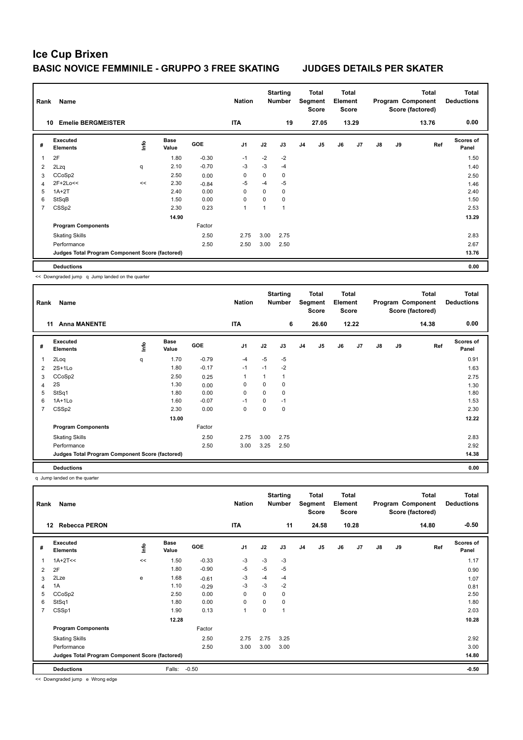# Ice Cup Brixen

## BASIC NOVICE FEMMINILE - GRUPPO 3 FREE SKATING JUDGES DETAILS PER SKATER

| Rank | Name | Nation | Starting Number | Total Segment Score | Total Element Score | Total Program Component Score (factored) | Total Deductions |
|---|---|---|---|---|---|---|---|
| 10 | Emelie BERGMEISTER | ITA | 19 | 27.05 | 13.29 | 13.76 | 0.00 |

| # | Executed Elements | Info | Base Value | GOE | J1 | J2 | J3 | J4 | J5 | J6 | J7 | J8 | J9 | Ref | Scores of Panel |
|---|---|---|---|---|---|---|---|---|---|---|---|---|---|---|---|
| 1 | 2F | | 1.80 | -0.30 | -1 | -2 | -2 | | | | | | | | 1.50 |
| 2 | 2Lzq | q | 2.10 | -0.70 | -3 | -3 | -4 | | | | | | | | 1.40 |
| 3 | CCoSp2 | | 2.50 | 0.00 | 0 | 0 | 0 | | | | | | | | 2.50 |
| 4 | 2F+2Lo<< | << | 2.30 | -0.84 | -5 | -4 | -5 | | | | | | | | 1.46 |
| 5 | 1A+2T | | 2.40 | 0.00 | 0 | 0 | 0 | | | | | | | | 2.40 |
| 6 | StSqB | | 1.50 | 0.00 | 0 | 0 | 0 | | | | | | | | 1.50 |
| 7 | CSSp2 | | 2.30 | 0.23 | 1 | 1 | 1 | | | | | | | | 2.53 |
| | | | 14.90 | | | | | | | | | | | | 13.29 |
| | **Program Components** | | | Factor | | | | | | | | | | | |
| | Skating Skills | | | 2.50 | 2.75 | 3.00 | 2.75 | | | | | | | | 2.83 |
| | Performance | | | 2.50 | 2.50 | 3.00 | 2.50 | | | | | | | | 2.67 |
| | **Judges Total Program Component Score (factored)** | | | | | | | | | | | | | | 13.76 |
| | **Deductions** | | | | | | | | | | | | | | 0.00 |

<< Downgraded jump q Jump landed on the quarter

| Rank | Name | Nation | Starting Number | Total Segment Score | Total Element Score | Total Program Component Score (factored) | Total Deductions |
|---|---|---|---|---|---|---|---|
| 11 | Anna MANENTE | ITA | 6 | 26.60 | 12.22 | 14.38 | 0.00 |

| # | Executed Elements | Info | Base Value | GOE | J1 | J2 | J3 | J4 | J5 | J6 | J7 | J8 | J9 | Ref | Scores of Panel |
|---|---|---|---|---|---|---|---|---|---|---|---|---|---|---|---|
| 1 | 2Loq | q | 1.70 | -0.79 | -4 | -5 | -5 | | | | | | | | 0.91 |
| 2 | 2S+1Lo | | 1.80 | -0.17 | -1 | -1 | -2 | | | | | | | | 1.63 |
| 3 | CCoSp2 | | 2.50 | 0.25 | 1 | 1 | 1 | | | | | | | | 2.75 |
| 4 | 2S | | 1.30 | 0.00 | 0 | 0 | 0 | | | | | | | | 1.30 |
| 5 | StSq1 | | 1.80 | 0.00 | 0 | 0 | 0 | | | | | | | | 1.80 |
| 6 | 1A+1Lo | | 1.60 | -0.07 | -1 | 0 | -1 | | | | | | | | 1.53 |
| 7 | CSSp2 | | 2.30 | 0.00 | 0 | 0 | 0 | | | | | | | | 2.30 |
| | | | 13.00 | | | | | | | | | | | | 12.22 |
| | **Program Components** | | | Factor | | | | | | | | | | | |
| | Skating Skills | | | 2.50 | 2.75 | 3.00 | 2.75 | | | | | | | | 2.83 |
| | Performance | | | 2.50 | 3.00 | 3.25 | 2.50 | | | | | | | | 2.92 |
| | **Judges Total Program Component Score (factored)** | | | | | | | | | | | | | | 14.38 |
| | **Deductions** | | | | | | | | | | | | | | 0.00 |

q Jump landed on the quarter

| Rank | Name | Nation | Starting Number | Total Segment Score | Total Element Score | Total Program Component Score (factored) | Total Deductions |
|---|---|---|---|---|---|---|---|
| 12 | Rebecca PERON | ITA | 11 | 24.58 | 10.28 | 14.80 | -0.50 |

| # | Executed Elements | Info | Base Value | GOE | J1 | J2 | J3 | J4 | J5 | J6 | J7 | J8 | J9 | Ref | Scores of Panel |
|---|---|---|---|---|---|---|---|---|---|---|---|---|---|---|---|
| 1 | 1A+2T<< | << | 1.50 | -0.33 | -3 | -3 | -3 | | | | | | | | 1.17 |
| 2 | 2F | | 1.80 | -0.90 | -5 | -5 | -5 | | | | | | | | 0.90 |
| 3 | 2Lze | e | 1.68 | -0.61 | -3 | -4 | -4 | | | | | | | | 1.07 |
| 4 | 1A | | 1.10 | -0.29 | -3 | -3 | -2 | | | | | | | | 0.81 |
| 5 | CCoSp2 | | 2.50 | 0.00 | 0 | 0 | 0 | | | | | | | | 2.50 |
| 6 | StSq1 | | 1.80 | 0.00 | 0 | 0 | 0 | | | | | | | | 1.80 |
| 7 | CSSp1 | | 1.90 | 0.13 | 1 | 0 | 1 | | | | | | | | 2.03 |
| | | | 12.28 | | | | | | | | | | | | 10.28 |
| | **Program Components** | | | Factor | | | | | | | | | | | |
| | Skating Skills | | | 2.50 | 2.75 | 2.75 | 3.25 | | | | | | | | 2.92 |
| | Performance | | | 2.50 | 3.00 | 3.00 | 3.00 | | | | | | | | 3.00 |
| | **Judges Total Program Component Score (factored)** | | | | | | | | | | | | | | 14.80 |
| | **Deductions** | | Falls: -0.50 | | | | | | | | | | | | -0.50 |

<< Downgraded jump e Wrong edge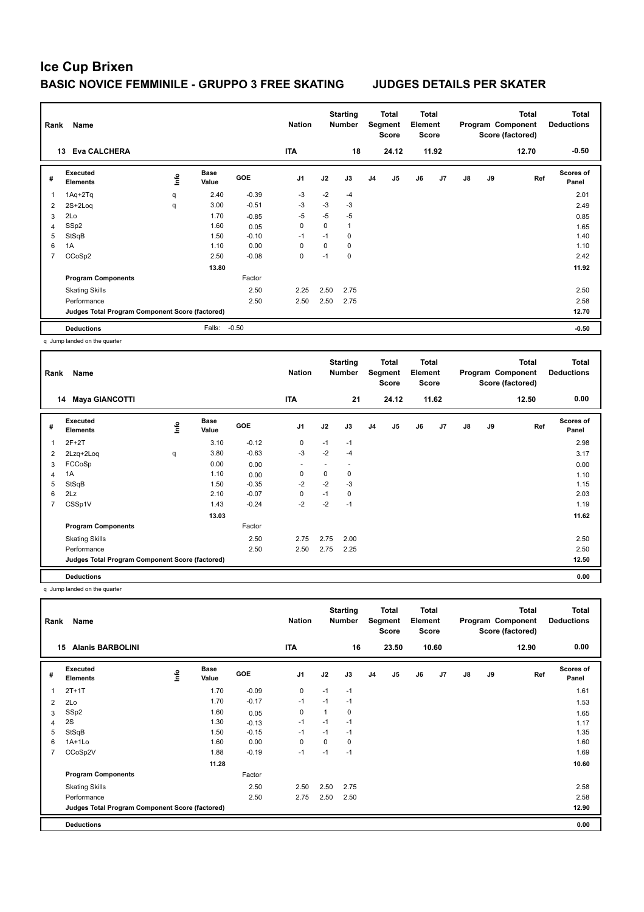# Ice Cup Brixen

## BASIC NOVICE FEMMINILE - GRUPPO 3 FREE SKATING — JUDGES DETAILS PER SKATER

| Rank | Name | Nation | Starting Number | Total Segment Score | Total Element Score | Total Program Component Score (factored) | Total Deductions |
|---|---|---|---|---|---|---|---|
| 13 | Eva CALCHERA | ITA | 18 | 24.12 | 11.92 | 12.70 | -0.50 |

| # | Executed Elements | Info | Base Value | GOE | J1 | J2 | J3 | J4 | J5 | J6 | J7 | J8 | J9 | Ref | Scores of Panel |
|---|---|---|---|---|---|---|---|---|---|---|---|---|---|---|---|
| 1 | 1Aq+2Tq | q | 2.40 | -0.39 | -3 | -2 | -4 | | | | | | | | 2.01 |
| 2 | 2S+2Loq | q | 3.00 | -0.51 | -3 | -3 | -3 | | | | | | | | 2.49 |
| 3 | 2Lo | | 1.70 | -0.85 | -5 | -5 | -5 | | | | | | | | 0.85 |
| 4 | SSp2 | | 1.60 | 0.05 | 0 | 0 | 1 | | | | | | | | 1.65 |
| 5 | StSqB | | 1.50 | -0.10 | -1 | -1 | 0 | | | | | | | | 1.40 |
| 6 | 1A | | 1.10 | 0.00 | 0 | 0 | 0 | | | | | | | | 1.10 |
| 7 | CCoSp2 | | 2.50 | -0.08 | 0 | -1 | 0 | | | | | | | | 2.42 |
| | | | 13.80 | | | | | | | | | | | | 11.92 |
| | **Program Components** | | | Factor | | | | | | | | | | | |
| | Skating Skills | | | 2.50 | 2.25 | 2.50 | 2.75 | | | | | | | | 2.50 |
| | Performance | | | 2.50 | 2.50 | 2.50 | 2.75 | | | | | | | | 2.58 |
| | **Judges Total Program Component Score (factored)** | | | | | | | | | | | | | | 12.70 |
| | **Deductions** | | Falls: | -0.50 | | | | | | | | | | | -0.50 |

q Jump landed on the quarter

| Rank | Name | Nation | Starting Number | Total Segment Score | Total Element Score | Total Program Component Score (factored) | Total Deductions |
|---|---|---|---|---|---|---|---|
| 14 | Maya GIANCOTTI | ITA | 21 | 24.12 | 11.62 | 12.50 | 0.00 |

| # | Executed Elements | Info | Base Value | GOE | J1 | J2 | J3 | J4 | J5 | J6 | J7 | J8 | J9 | Ref | Scores of Panel |
|---|---|---|---|---|---|---|---|---|---|---|---|---|---|---|---|
| 1 | 2F+2T | | 3.10 | -0.12 | 0 | -1 | -1 | | | | | | | | 2.98 |
| 2 | 2Lzq+2Loq | q | 3.80 | -0.63 | -3 | -2 | -4 | | | | | | | | 3.17 |
| 3 | FCCoSp | | 0.00 | 0.00 | - | - | - | | | | | | | | 0.00 |
| 4 | 1A | | 1.10 | 0.00 | 0 | 0 | 0 | | | | | | | | 1.10 |
| 5 | StSqB | | 1.50 | -0.35 | -2 | -2 | -3 | | | | | | | | 1.15 |
| 6 | 2Lz | | 2.10 | -0.07 | 0 | -1 | 0 | | | | | | | | 2.03 |
| 7 | CSSp1V | | 1.43 | -0.24 | -2 | -2 | -1 | | | | | | | | 1.19 |
| | | | 13.03 | | | | | | | | | | | | 11.62 |
| | **Program Components** | | | Factor | | | | | | | | | | | |
| | Skating Skills | | | 2.50 | 2.75 | 2.75 | 2.00 | | | | | | | | 2.50 |
| | Performance | | | 2.50 | 2.50 | 2.75 | 2.25 | | | | | | | | 2.50 |
| | **Judges Total Program Component Score (factored)** | | | | | | | | | | | | | | 12.50 |
| | **Deductions** | | | | | | | | | | | | | | 0.00 |

q Jump landed on the quarter

| Rank | Name | Nation | Starting Number | Total Segment Score | Total Element Score | Total Program Component Score (factored) | Total Deductions |
|---|---|---|---|---|---|---|---|
| 15 | Alanis BARBOLINI | ITA | 16 | 23.50 | 10.60 | 12.90 | 0.00 |

| # | Executed Elements | Info | Base Value | GOE | J1 | J2 | J3 | J4 | J5 | J6 | J7 | J8 | J9 | Ref | Scores of Panel |
|---|---|---|---|---|---|---|---|---|---|---|---|---|---|---|---|
| 1 | 2T+1T | | 1.70 | -0.09 | 0 | -1 | -1 | | | | | | | | 1.61 |
| 2 | 2Lo | | 1.70 | -0.17 | -1 | -1 | -1 | | | | | | | | 1.53 |
| 3 | SSp2 | | 1.60 | 0.05 | 0 | 1 | 0 | | | | | | | | 1.65 |
| 4 | 2S | | 1.30 | -0.13 | -1 | -1 | -1 | | | | | | | | 1.17 |
| 5 | StSqB | | 1.50 | -0.15 | -1 | -1 | -1 | | | | | | | | 1.35 |
| 6 | 1A+1Lo | | 1.60 | 0.00 | 0 | 0 | 0 | | | | | | | | 1.60 |
| 7 | CCoSp2V | | 1.88 | -0.19 | -1 | -1 | -1 | | | | | | | | 1.69 |
| | | | 11.28 | | | | | | | | | | | | 10.60 |
| | **Program Components** | | | Factor | | | | | | | | | | | |
| | Skating Skills | | | 2.50 | 2.50 | 2.50 | 2.75 | | | | | | | | 2.58 |
| | Performance | | | 2.50 | 2.75 | 2.50 | 2.50 | | | | | | | | 2.58 |
| | **Judges Total Program Component Score (factored)** | | | | | | | | | | | | | | 12.90 |
| | **Deductions** | | | | | | | | | | | | | | 0.00 |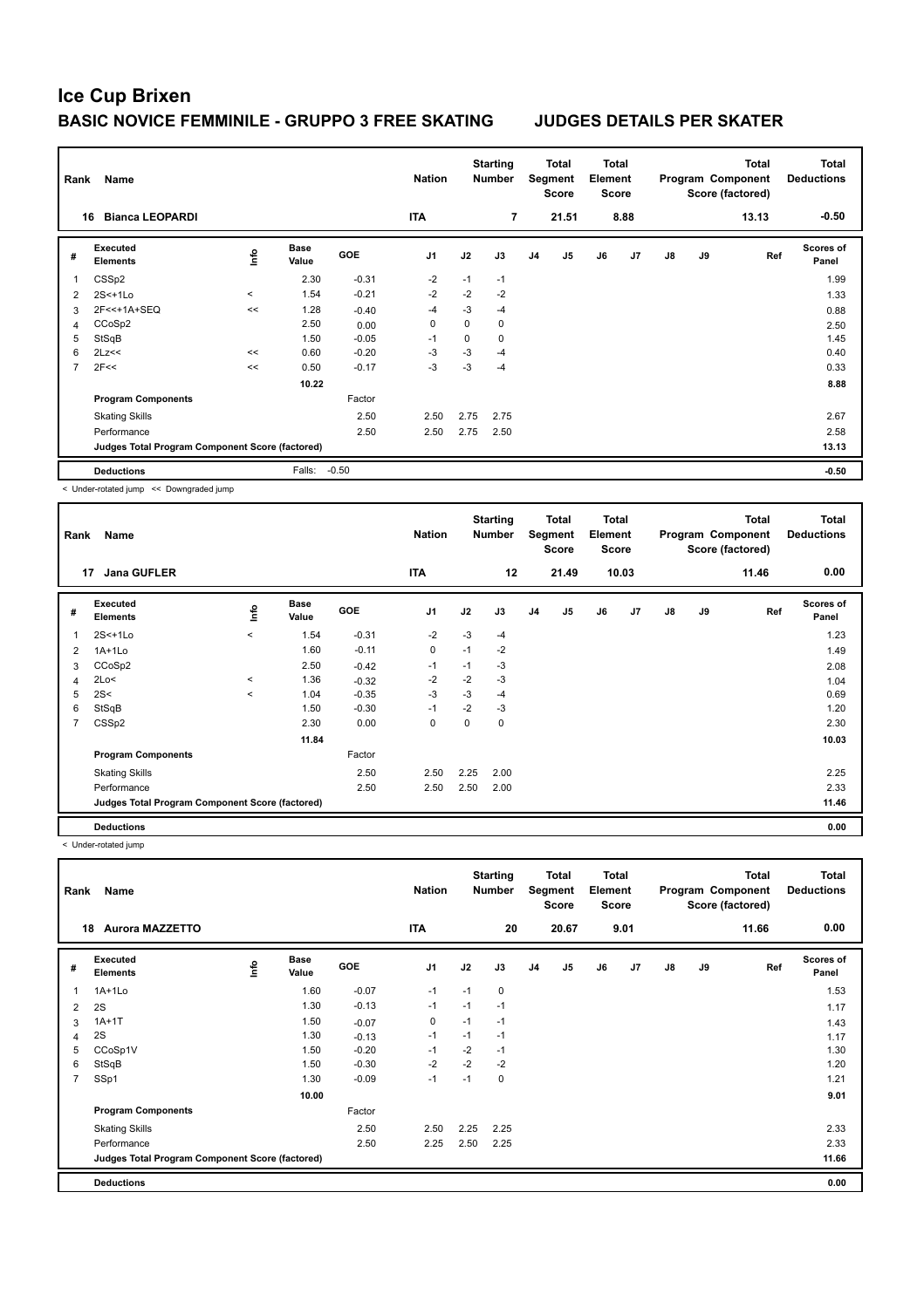# Ice Cup Brixen

## BASIC NOVICE FEMMINILE - GRUPPO 3 FREE SKATING — JUDGES DETAILS PER SKATER

| Rank | Name | Nation | Starting Number | Total Segment Score | Total Element Score | Total Program Component Score (factored) | Total Deductions |
|---|---|---|---|---|---|---|---|
| 16 | Bianca LEOPARDI | ITA | 7 | 21.51 | 8.88 | 13.13 | -0.50 |

| # | Executed Elements | Info | Base Value | GOE | J1 | J2 | J3 | J4 | J5 | J6 | J7 | J8 | J9 | Ref | Scores of Panel |
|---|---|---|---|---|---|---|---|---|---|---|---|---|---|---|---|
| 1 | CSSp2 | | 2.30 | -0.31 | -2 | -1 | -1 | | | | | | | | 1.99 |
| 2 | 2S<+1Lo | < | 1.54 | -0.21 | -2 | -2 | -2 | | | | | | | | 1.33 |
| 3 | 2F<<+1A+SEQ | << | 1.28 | -0.40 | -4 | -3 | -4 | | | | | | | | 0.88 |
| 4 | CCoSp2 | | 2.50 | 0.00 | 0 | 0 | 0 | | | | | | | | 2.50 |
| 5 | StSqB | | 1.50 | -0.05 | -1 | 0 | 0 | | | | | | | | 1.45 |
| 6 | 2Lz<< | << | 0.60 | -0.20 | -3 | -3 | -4 | | | | | | | | 0.40 |
| 7 | 2F<< | << | 0.50 | -0.17 | -3 | -3 | -4 | | | | | | | | 0.33 |
| | | | 10.22 | | | | | | | | | | | | 8.88 |
| | **Program Components** | | | Factor | | | | | | | | | | | |
| | Skating Skills | | | 2.50 | 2.50 | 2.75 | 2.75 | | | | | | | | 2.67 |
| | Performance | | | 2.50 | 2.50 | 2.75 | 2.50 | | | | | | | | 2.58 |
| | **Judges Total Program Component Score (factored)** | | | | | | | | | | | | | | 13.13 |
| | **Deductions** | | Falls: | -0.50 | | | | | | | | | | | -0.50 |

< Under-rotated jump << Downgraded jump

| Rank | Name | Nation | Starting Number | Total Segment Score | Total Element Score | Total Program Component Score (factored) | Total Deductions |
|---|---|---|---|---|---|---|---|
| 17 | Jana GUFLER | ITA | 12 | 21.49 | 10.03 | 11.46 | 0.00 |

| # | Executed Elements | Info | Base Value | GOE | J1 | J2 | J3 | J4 | J5 | J6 | J7 | J8 | J9 | Ref | Scores of Panel |
|---|---|---|---|---|---|---|---|---|---|---|---|---|---|---|---|
| 1 | 2S<+1Lo | < | 1.54 | -0.31 | -2 | -3 | -4 | | | | | | | | 1.23 |
| 2 | 1A+1Lo | | 1.60 | -0.11 | 0 | -1 | -2 | | | | | | | | 1.49 |
| 3 | CCoSp2 | | 2.50 | -0.42 | -1 | -1 | -3 | | | | | | | | 2.08 |
| 4 | 2Lo< | < | 1.36 | -0.32 | -2 | -2 | -3 | | | | | | | | 1.04 |
| 5 | 2S< | < | 1.04 | -0.35 | -3 | -3 | -4 | | | | | | | | 0.69 |
| 6 | StSqB | | 1.50 | -0.30 | -1 | -2 | -3 | | | | | | | | 1.20 |
| 7 | CSSp2 | | 2.30 | 0.00 | 0 | 0 | 0 | | | | | | | | 2.30 |
| | | | 11.84 | | | | | | | | | | | | 10.03 |
| | **Program Components** | | | Factor | | | | | | | | | | | |
| | Skating Skills | | | 2.50 | 2.50 | 2.25 | 2.00 | | | | | | | | 2.25 |
| | Performance | | | 2.50 | 2.50 | 2.50 | 2.00 | | | | | | | | 2.33 |
| | **Judges Total Program Component Score (factored)** | | | | | | | | | | | | | | 11.46 |
| | **Deductions** | | | | | | | | | | | | | | 0.00 |

< Under-rotated jump

| Rank | Name | Nation | Starting Number | Total Segment Score | Total Element Score | Total Program Component Score (factored) | Total Deductions |
|---|---|---|---|---|---|---|---|
| 18 | Aurora MAZZETTO | ITA | 20 | 20.67 | 9.01 | 11.66 | 0.00 |

| # | Executed Elements | Info | Base Value | GOE | J1 | J2 | J3 | J4 | J5 | J6 | J7 | J8 | J9 | Ref | Scores of Panel |
|---|---|---|---|---|---|---|---|---|---|---|---|---|---|---|---|
| 1 | 1A+1Lo | | 1.60 | -0.07 | -1 | -1 | 0 | | | | | | | | 1.53 |
| 2 | 2S | | 1.30 | -0.13 | -1 | -1 | -1 | | | | | | | | 1.17 |
| 3 | 1A+1T | | 1.50 | -0.07 | 0 | -1 | -1 | | | | | | | | 1.43 |
| 4 | 2S | | 1.30 | -0.13 | -1 | -1 | -1 | | | | | | | | 1.17 |
| 5 | CCoSp1V | | 1.50 | -0.20 | -1 | -2 | -1 | | | | | | | | 1.30 |
| 6 | StSqB | | 1.50 | -0.30 | -2 | -2 | -2 | | | | | | | | 1.20 |
| 7 | SSp1 | | 1.30 | -0.09 | -1 | -1 | 0 | | | | | | | | 1.21 |
| | | | 10.00 | | | | | | | | | | | | 9.01 |
| | **Program Components** | | | Factor | | | | | | | | | | | |
| | Skating Skills | | | 2.50 | 2.50 | 2.25 | 2.25 | | | | | | | | 2.33 |
| | Performance | | | 2.50 | 2.25 | 2.50 | 2.25 | | | | | | | | 2.33 |
| | **Judges Total Program Component Score (factored)** | | | | | | | | | | | | | | 11.66 |
| | **Deductions** | | | | | | | | | | | | | | 0.00 |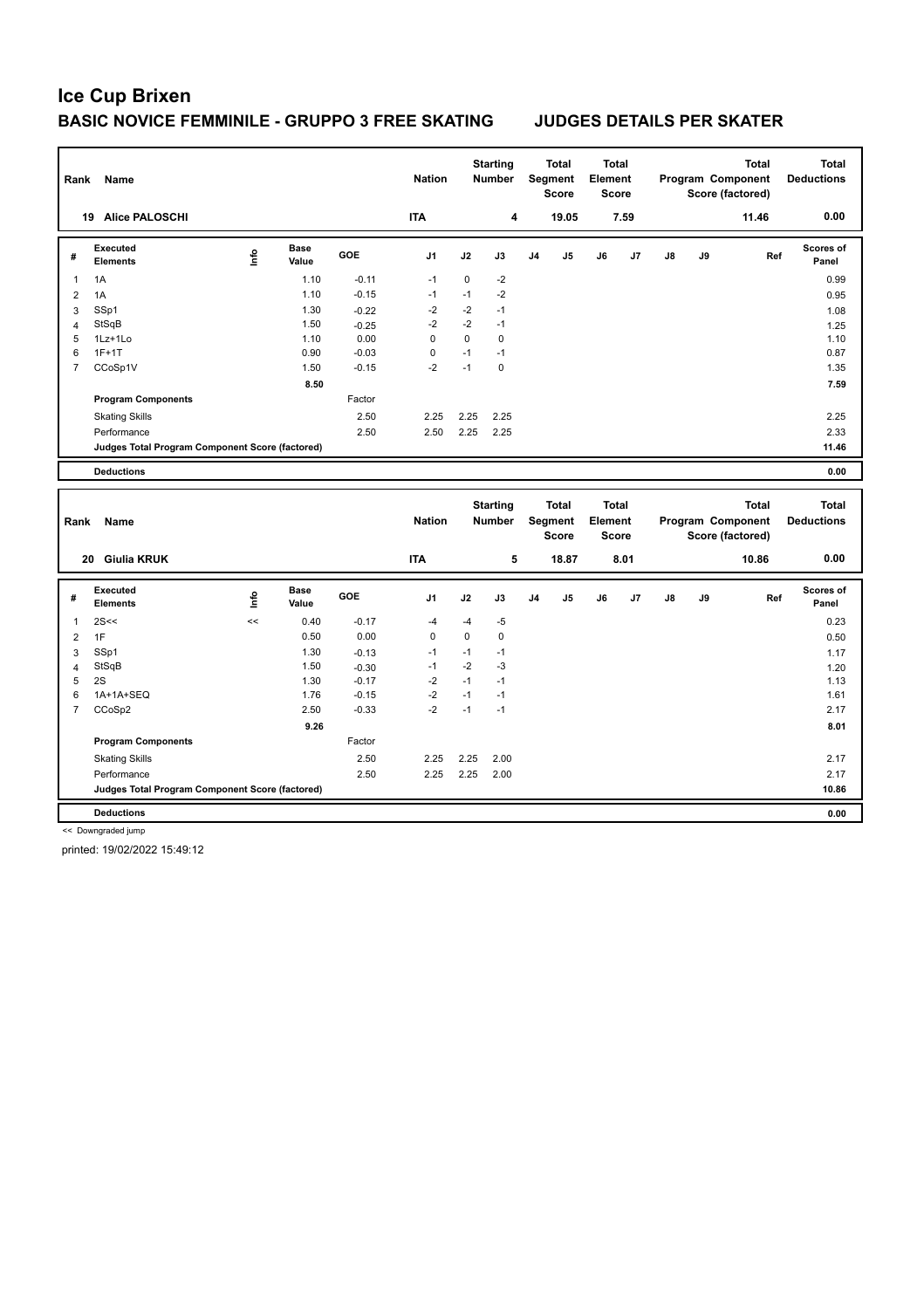# Ice Cup Brixen

## BASIC NOVICE FEMMINILE - GRUPPO 3 FREE SKATING JUDGES DETAILS PER SKATER

| Rank | Name | Nation | Starting Number | Total Segment Score | Total Element Score | Total Program Component Score (factored) | Total Deductions |
|---|---|---|---|---|---|---|---|
| 19 | Alice PALOSCHI | ITA | 4 | 19.05 | 7.59 | 11.46 | 0.00 |

| # | Executed Elements | Info | Base Value | GOE | J1 | J2 | J3 | J4 | J5 | J6 | J7 | J8 | J9 | Ref | Scores of Panel |
|---|---|---|---|---|---|---|---|---|---|---|---|---|---|---|---|
| 1 | 1A | | 1.10 | -0.11 | -1 | 0 | -2 | | | | | | | | 0.99 |
| 2 | 1A | | 1.10 | -0.15 | -1 | -1 | -2 | | | | | | | | 0.95 |
| 3 | SSp1 | | 1.30 | -0.22 | -2 | -2 | -1 | | | | | | | | 1.08 |
| 4 | StSqB | | 1.50 | -0.25 | -2 | -2 | -1 | | | | | | | | 1.25 |
| 5 | 1Lz+1Lo | | 1.10 | 0.00 | 0 | 0 | 0 | | | | | | | | 1.10 |
| 6 | 1F+1T | | 0.90 | -0.03 | 0 | -1 | -1 | | | | | | | | 0.87 |
| 7 | CCoSp1V | | 1.50 | -0.15 | -2 | -1 | 0 | | | | | | | | 1.35 |
| | | | 8.50 | | | | | | | | | | | | 7.59 |
| | **Program Components** | | | Factor | | | | | | | | | | | |
| | Skating Skills | | | 2.50 | 2.25 | 2.25 | 2.25 | | | | | | | | 2.25 |
| | Performance | | | 2.50 | 2.50 | 2.25 | 2.25 | | | | | | | | 2.33 |
| | **Judges Total Program Component Score (factored)** | | | | | | | | | | | | | | 11.46 |
| | **Deductions** | | | | | | | | | | | | | | 0.00 |

| Rank | Name | Nation | Starting Number | Total Segment Score | Total Element Score | Total Program Component Score (factored) | Total Deductions |
|---|---|---|---|---|---|---|---|
| 20 | Giulia KRUK | ITA | 5 | 18.87 | 8.01 | 10.86 | 0.00 |

| # | Executed Elements | Info | Base Value | GOE | J1 | J2 | J3 | J4 | J5 | J6 | J7 | J8 | J9 | Ref | Scores of Panel |
|---|---|---|---|---|---|---|---|---|---|---|---|---|---|---|---|
| 1 | 2S<< | << | 0.40 | -0.17 | -4 | -4 | -5 | | | | | | | | 0.23 |
| 2 | 1F | | 0.50 | 0.00 | 0 | 0 | 0 | | | | | | | | 0.50 |
| 3 | SSp1 | | 1.30 | -0.13 | -1 | -1 | -1 | | | | | | | | 1.17 |
| 4 | StSqB | | 1.50 | -0.30 | -1 | -2 | -3 | | | | | | | | 1.20 |
| 5 | 2S | | 1.30 | -0.17 | -2 | -1 | -1 | | | | | | | | 1.13 |
| 6 | 1A+1A+SEQ | | 1.76 | -0.15 | -2 | -1 | -1 | | | | | | | | 1.61 |
| 7 | CCoSp2 | | 2.50 | -0.33 | -2 | -1 | -1 | | | | | | | | 2.17 |
| | | | 9.26 | | | | | | | | | | | | 8.01 |
| | **Program Components** | | | Factor | | | | | | | | | | | |
| | Skating Skills | | | 2.50 | 2.25 | 2.25 | 2.00 | | | | | | | | 2.17 |
| | Performance | | | 2.50 | 2.25 | 2.25 | 2.00 | | | | | | | | 2.17 |
| | **Judges Total Program Component Score (factored)** | | | | | | | | | | | | | | 10.86 |
| | **Deductions** | | | | | | | | | | | | | | 0.00 |

<< Downgraded jump

printed: 19/02/2022 15:49:12